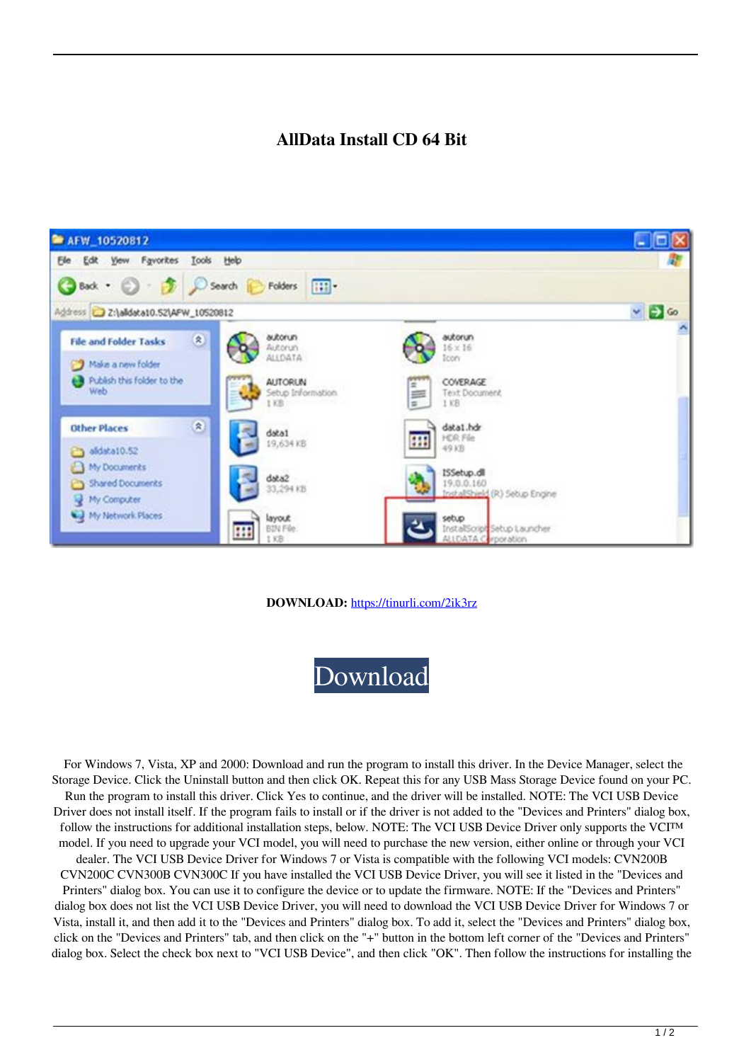# AllData Install CD 64 Bit

**DOWNLOAD:** https://tinurli.com/2ik3rz

Download

For Windows 7, Vista, XP and 2000: Download and run the program to install this driver. In the Device Manager, select the Storage Device. Click the Uninstall button and then click OK. Repeat this for any USB Mass Storage Device found on your PC. Run the program to install this driver. Click Yes to continue, and the driver will be installed. NOTE: The VCI USB Device Driver does not install itself. If the program fails to install or if the driver is not added to the "Devices and Printers" dialog box, follow the instructions for additional installation steps, below. NOTE: The VCI USB Device Driver only supports the VCI™ model. If you need to upgrade your VCI model, you will need to purchase the new version, either online or through your VCI dealer. The VCI USB Device Driver for Windows 7 or Vista is compatible with the following VCI models: CVN200B CVN200C CVN300B CVN300C If you have installed the VCI USB Device Driver, you will see it listed in the "Devices and Printers" dialog box. You can use it to configure the device or to update the firmware. NOTE: If the "Devices and Printers" dialog box does not list the VCI USB Device Driver, you will need to download the VCI USB Device Driver for Windows 7 or Vista, install it, and then add it to the "Devices and Printers" dialog box. To add it, select the "Devices and Printers" dialog box, click on the "Devices and Printers" tab, and then click on the "+" button in the bottom left corner of the "Devices and Printers" dialog box. Select the check box next to "VCI USB Device", and then click "OK". Then follow the instructions for installing the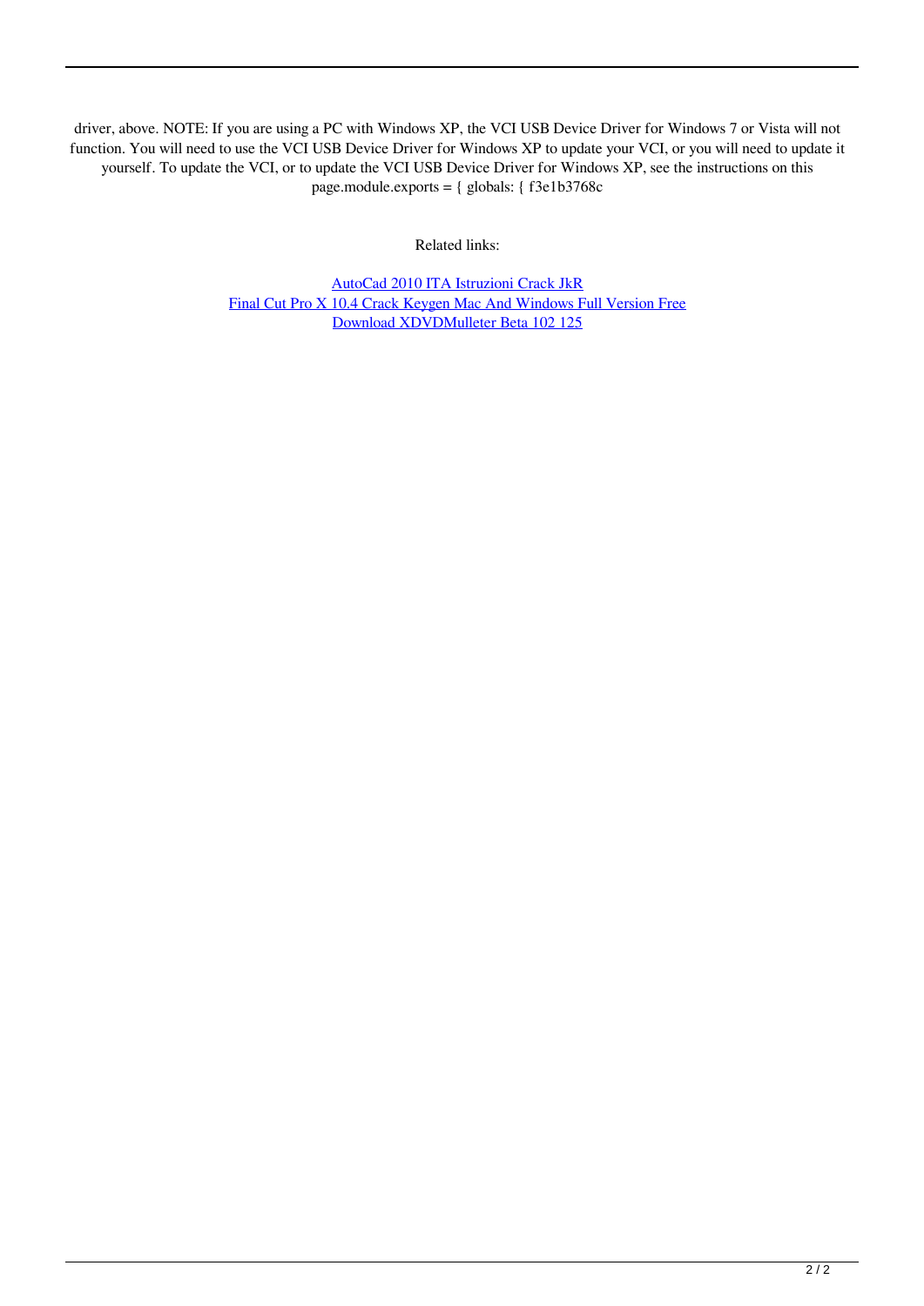driver, above. NOTE: If you are using a PC with Windows XP, the VCI USB Device Driver for Windows 7 or Vista will not function. You will need to use the VCI USB Device Driver for Windows XP to update your VCI, or you will need to update it yourself. To update the VCI, or to update the VCI USB Device Driver for Windows XP, see the instructions on this page.module.exports = { globals: { f3e1b3768c

Related links:

AutoCad 2010 ITA Istruzioni Crack JkR
Final Cut Pro X 10.4 Crack Keygen Mac And Windows Full Version Free
Download XDVDMulleter Beta 102 125